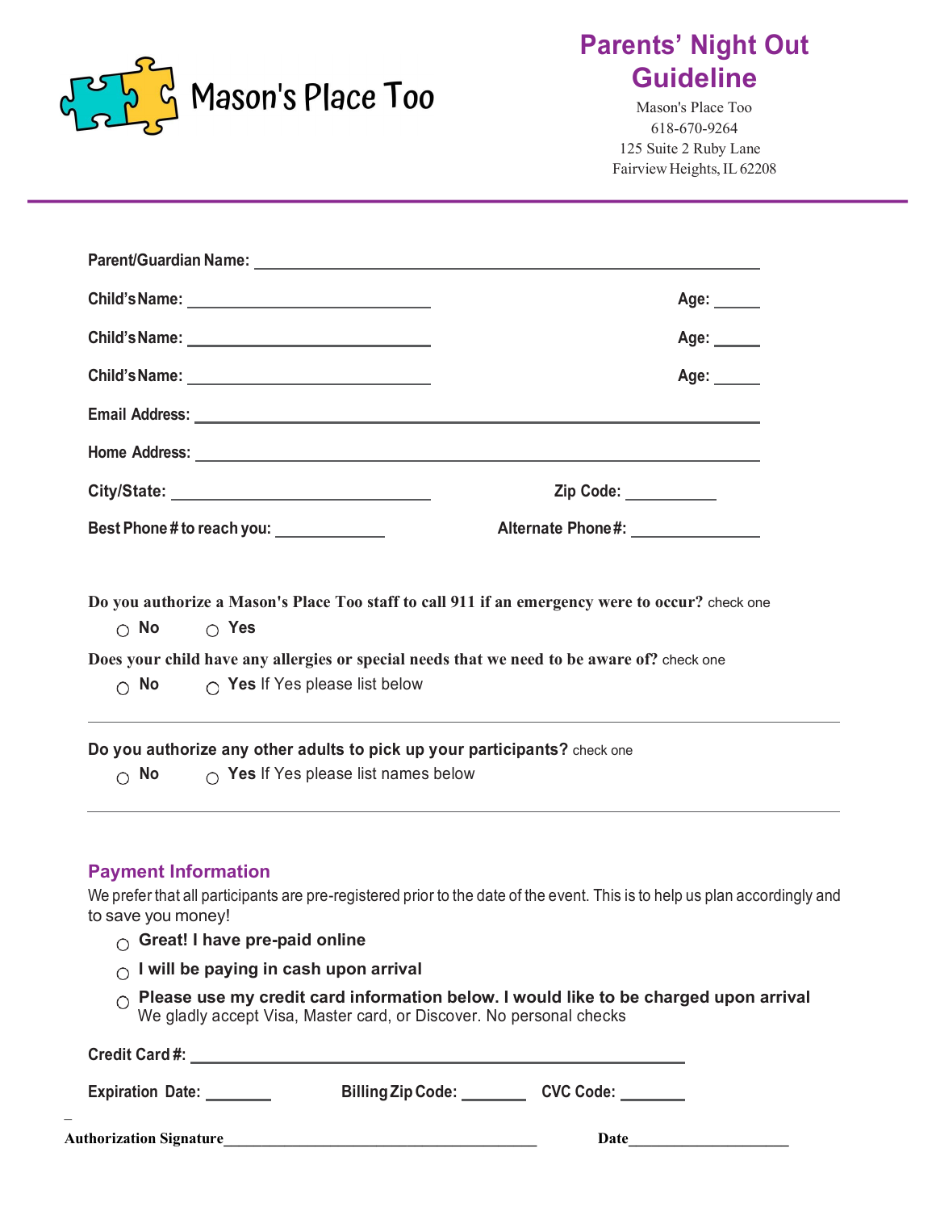Mason's Place Too

# Parents' Night Out Guideline

Mason's Place Too
618-670-9264
125 Suite 2 Ruby Lane
Fairview Heights, IL 62208

---

**Parent/Guardian Name:** ____________________________________________

**Child's Name:** ______________________ **Age:** _____

**Child's Name:** ______________________ **Age:** _____

**Child's Name:** ______________________ **Age:** _____

**Email Address:** ____________________________________________

**Home Address:** ____________________________________________

**City/State:** ______________________ **Zip Code:** __________

**Best Phone # to reach you:** ____________ **Alternate Phone #:** ______________

**Do you authorize a Mason's Place Too staff to call 911 if an emergency were to occur?** check one

- ○ **No** ○ **Yes**

**Does your child have any allergies or special needs that we need to be aware of?** check one

- ○ **No** ○ **Yes** If Yes please list below

______________________________________________________________

**Do you authorize any other adults to pick up your participants?** check one

- ○ **No** ○ **Yes** If Yes please list names below

______________________________________________________________

## Payment Information

We prefer that all participants are pre-registered prior to the date of the event. This is to help us plan accordingly and to save you money!

- ○ **Great! I have pre-paid online**
- ○ **I will be paying in cash upon arrival**
- ○ **Please use my credit card information below. I would like to be charged upon arrival**
  We gladly accept Visa, Master card, or Discover. No personal checks

**Credit Card #:** ____________________________________________

**Expiration Date:** _______ **Billing Zip Code:** _______ **CVC Code:** _______

**Authorization Signature** ______________________________ **Date** ________________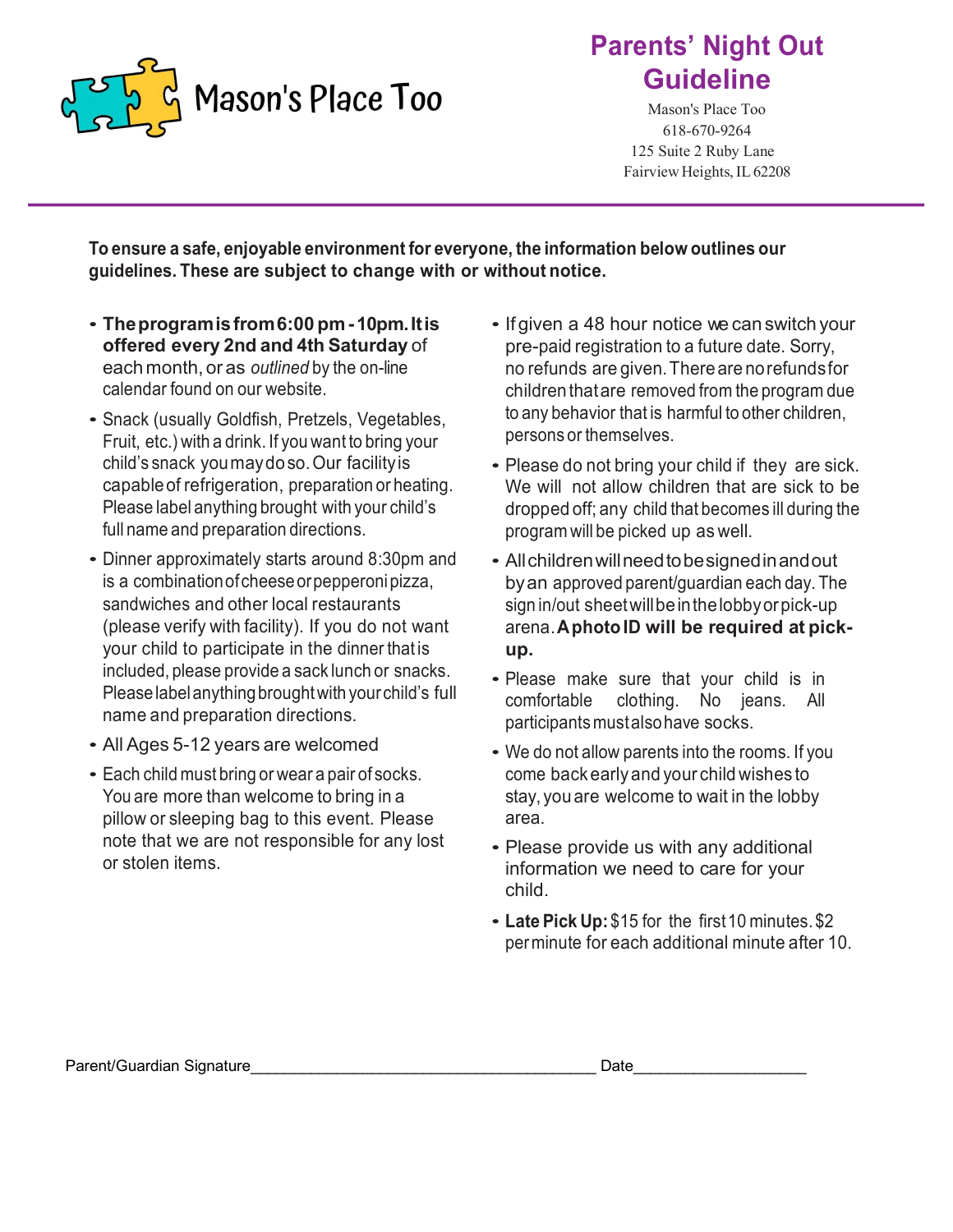Mason's Place Too

# Parents' Night Out Guideline

Mason's Place Too
618-670-9264
125 Suite 2 Ruby Lane
Fairview Heights, IL 62208

**To ensure a safe, enjoyable environment for everyone, the information below outlines our guidelines. These are subject to change with or without notice.**

- **The program is from 6:00 pm - 10pm. It is offered every 2nd and 4th Saturday** of each month, or as *outlined* by the on-line calendar found on our website.
- Snack (usually Goldfish, Pretzels, Vegetables, Fruit, etc.) with a drink. If you want to bring your child's snack you may do so. Our facility is capable of refrigeration, preparation or heating. Please label anything brought with your child's full name and preparation directions.
- Dinner approximately starts around 8:30pm and is a combination of cheese or pepperoni pizza, sandwiches and other local restaurants (please verify with facility). If you do not want your child to participate in the dinner that is included, please provide a sack lunch or snacks. Please label anything brought with your child's full name and preparation directions.
- All Ages 5-12 years are welcomed
- Each child must bring or wear a pair of socks. You are more than welcome to bring in a pillow or sleeping bag to this event. Please note that we are not responsible for any lost or stolen items.
- If given a 48 hour notice we can switch your pre-paid registration to a future date. Sorry, no refunds are given. There are no refunds for children that are removed from the program due to any behavior that is harmful to other children, persons or themselves.
- Please do not bring your child if they are sick. We will not allow children that are sick to be dropped off; any child that becomes ill during the program will be picked up as well.
- All children will need to be signed in and out by an approved parent/guardian each day. The sign in/out sheet will be in the lobby or pick-up arena. **A photo ID will be required at pick-up.**
- Please make sure that your child is in comfortable clothing. No jeans. All participants must also have socks.
- We do not allow parents into the rooms. If you come back early and your child wishes to stay, you are welcome to wait in the lobby area.
- Please provide us with any additional information we need to care for your child.
- **Late Pick Up:** $15 for the first 10 minutes. $2 per minute for each additional minute after 10.

Parent/Guardian Signature________________________________________ Date____________________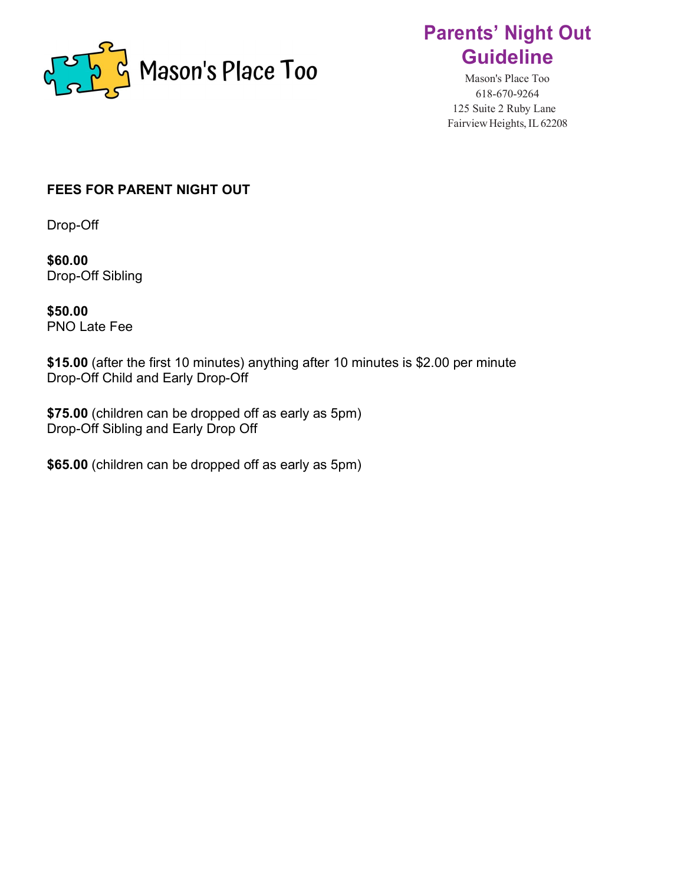Mason's Place Too

# Parents' Night Out Guideline

Mason's Place Too
618-670-9264
125 Suite 2 Ruby Lane
Fairview Heights, IL 62208

**FEES FOR PARENT NIGHT OUT**

Drop-Off

**$60.00**
Drop-Off Sibling

**$50.00**
PNO Late Fee

**$15.00** (after the first 10 minutes) anything after 10 minutes is $2.00 per minute
Drop-Off Child and Early Drop-Off

**$75.00** (children can be dropped off as early as 5pm)
Drop-Off Sibling and Early Drop Off

**$65.00** (children can be dropped off as early as 5pm)